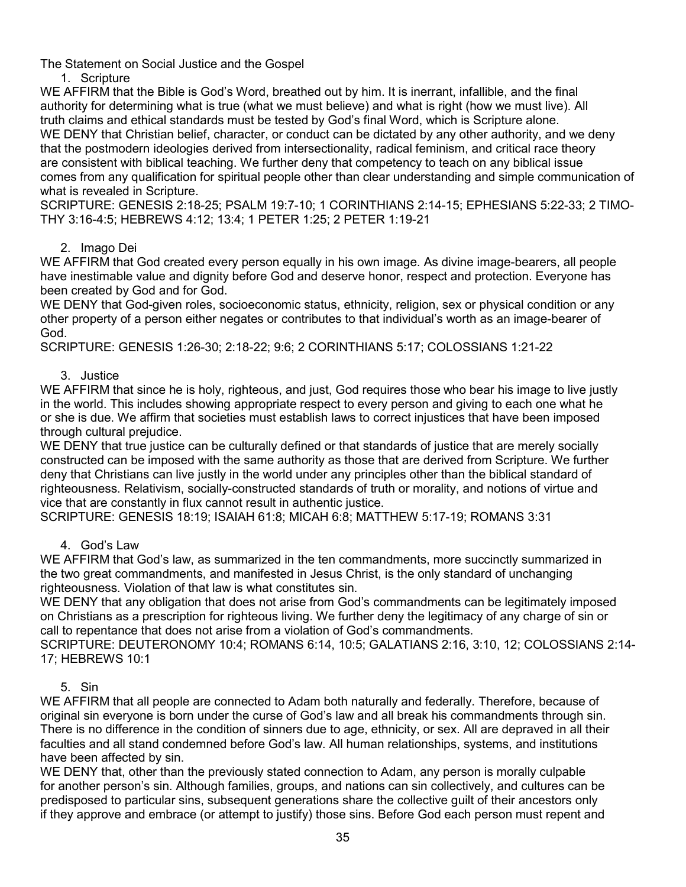The Statement on Social Justice and the Gospel

1. Scripture

WE AFFIRM that the Bible is God's Word, breathed out by him. It is inerrant, infallible, and the final authority for determining what is true (what we must believe) and what is right (how we must live). All truth claims and ethical standards must be tested by God's final Word, which is Scripture alone.

WE DENY that Christian belief, character, or conduct can be dictated by any other authority, and we deny that the postmodern ideologies derived from intersectionality, radical feminism, and critical race theory are consistent with biblical teaching. We further deny that competency to teach on any biblical issue comes from any qualification for spiritual people other than clear understanding and simple communication of what is revealed in Scripture.

SCRIPTURE: GENESIS 2:18-25; PSALM 19:7-10; 1 CORINTHIANS 2:14-15; EPHESIANS 5:22-33; 2 TIMOTHY 3:16-4:5; HEBREWS 4:12; 13:4; 1 PETER 1:25; 2 PETER 1:19-21

2. Imago Dei

WE AFFIRM that God created every person equally in his own image. As divine image-bearers, all people have inestimable value and dignity before God and deserve honor, respect and protection. Everyone has been created by God and for God.

WE DENY that God-given roles, socioeconomic status, ethnicity, religion, sex or physical condition or any other property of a person either negates or contributes to that individual's worth as an image-bearer of God.

SCRIPTURE: GENESIS 1:26-30; 2:18-22; 9:6; 2 CORINTHIANS 5:17; COLOSSIANS 1:21-22

3. Justice

WE AFFIRM that since he is holy, righteous, and just, God requires those who bear his image to live justly in the world. This includes showing appropriate respect to every person and giving to each one what he or she is due. We affirm that societies must establish laws to correct injustices that have been imposed through cultural prejudice.

WE DENY that true justice can be culturally defined or that standards of justice that are merely socially constructed can be imposed with the same authority as those that are derived from Scripture. We further deny that Christians can live justly in the world under any principles other than the biblical standard of righteousness. Relativism, socially-constructed standards of truth or morality, and notions of virtue and vice that are constantly in flux cannot result in authentic justice.

SCRIPTURE: GENESIS 18:19; ISAIAH 61:8; MICAH 6:8; MATTHEW 5:17-19; ROMANS 3:31

4. God's Law

WE AFFIRM that God's law, as summarized in the ten commandments, more succinctly summarized in the two great commandments, and manifested in Jesus Christ, is the only standard of unchanging righteousness. Violation of that law is what constitutes sin.

WE DENY that any obligation that does not arise from God's commandments can be legitimately imposed on Christians as a prescription for righteous living. We further deny the legitimacy of any charge of sin or call to repentance that does not arise from a violation of God's commandments.

SCRIPTURE: DEUTERONOMY 10:4; ROMANS 6:14, 10:5; GALATIANS 2:16, 3:10, 12; COLOSSIANS 2:14-17; HEBREWS 10:1

5. Sin

WE AFFIRM that all people are connected to Adam both naturally and federally. Therefore, because of original sin everyone is born under the curse of God's law and all break his commandments through sin. There is no difference in the condition of sinners due to age, ethnicity, or sex. All are depraved in all their faculties and all stand condemned before God's law. All human relationships, systems, and institutions have been affected by sin.

WE DENY that, other than the previously stated connection to Adam, any person is morally culpable for another person's sin. Although families, groups, and nations can sin collectively, and cultures can be predisposed to particular sins, subsequent generations share the collective guilt of their ancestors only if they approve and embrace (or attempt to justify) those sins. Before God each person must repent and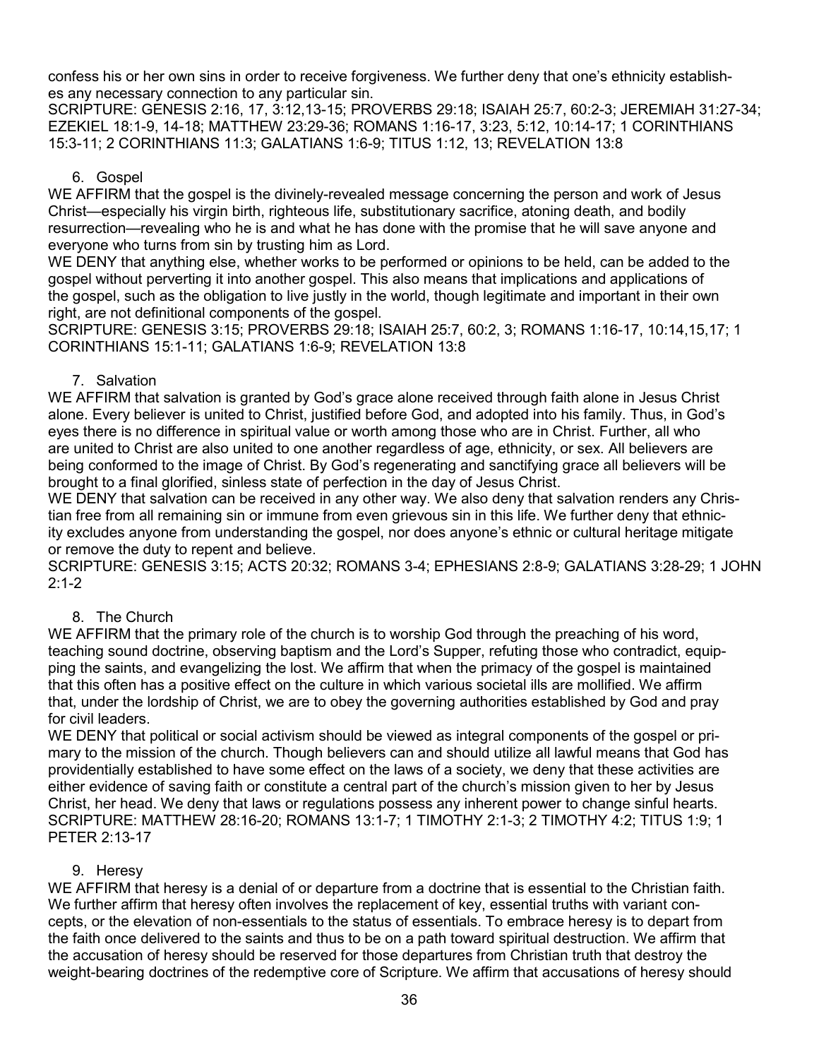confess his or her own sins in order to receive forgiveness. We further deny that one's ethnicity establishes any necessary connection to any particular sin.
SCRIPTURE: GENESIS 2:16, 17, 3:12,13-15; PROVERBS 29:18; ISAIAH 25:7, 60:2-3; JEREMIAH 31:27-34; EZEKIEL 18:1-9, 14-18; MATTHEW 23:29-36; ROMANS 1:16-17, 3:23, 5:12, 10:14-17; 1 CORINTHIANS 15:3-11; 2 CORINTHIANS 11:3; GALATIANS 1:6-9; TITUS 1:12, 13; REVELATION 13:8

6. Gospel

WE AFFIRM that the gospel is the divinely-revealed message concerning the person and work of Jesus Christ—especially his virgin birth, righteous life, substitutionary sacrifice, atoning death, and bodily resurrection—revealing who he is and what he has done with the promise that he will save anyone and everyone who turns from sin by trusting him as Lord.
WE DENY that anything else, whether works to be performed or opinions to be held, can be added to the gospel without perverting it into another gospel. This also means that implications and applications of the gospel, such as the obligation to live justly in the world, though legitimate and important in their own right, are not definitional components of the gospel.
SCRIPTURE: GENESIS 3:15; PROVERBS 29:18; ISAIAH 25:7, 60:2, 3; ROMANS 1:16-17, 10:14,15,17; 1 CORINTHIANS 15:1-11; GALATIANS 1:6-9; REVELATION 13:8

7. Salvation

WE AFFIRM that salvation is granted by God's grace alone received through faith alone in Jesus Christ alone. Every believer is united to Christ, justified before God, and adopted into his family. Thus, in God's eyes there is no difference in spiritual value or worth among those who are in Christ. Further, all who are united to Christ are also united to one another regardless of age, ethnicity, or sex. All believers are being conformed to the image of Christ. By God's regenerating and sanctifying grace all believers will be brought to a final glorified, sinless state of perfection in the day of Jesus Christ.
WE DENY that salvation can be received in any other way. We also deny that salvation renders any Christian free from all remaining sin or immune from even grievous sin in this life. We further deny that ethnicity excludes anyone from understanding the gospel, nor does anyone's ethnic or cultural heritage mitigate or remove the duty to repent and believe.
SCRIPTURE: GENESIS 3:15; ACTS 20:32; ROMANS 3-4; EPHESIANS 2:8-9; GALATIANS 3:28-29; 1 JOHN 2:1-2

8. The Church

WE AFFIRM that the primary role of the church is to worship God through the preaching of his word, teaching sound doctrine, observing baptism and the Lord's Supper, refuting those who contradict, equipping the saints, and evangelizing the lost. We affirm that when the primacy of the gospel is maintained that this often has a positive effect on the culture in which various societal ills are mollified. We affirm that, under the lordship of Christ, we are to obey the governing authorities established by God and pray for civil leaders.
WE DENY that political or social activism should be viewed as integral components of the gospel or primary to the mission of the church. Though believers can and should utilize all lawful means that God has providentially established to have some effect on the laws of a society, we deny that these activities are either evidence of saving faith or constitute a central part of the church's mission given to her by Jesus Christ, her head. We deny that laws or regulations possess any inherent power to change sinful hearts.
SCRIPTURE: MATTHEW 28:16-20; ROMANS 13:1-7; 1 TIMOTHY 2:1-3; 2 TIMOTHY 4:2; TITUS 1:9; 1 PETER 2:13-17

9. Heresy

WE AFFIRM that heresy is a denial of or departure from a doctrine that is essential to the Christian faith. We further affirm that heresy often involves the replacement of key, essential truths with variant concepts, or the elevation of non-essentials to the status of essentials. To embrace heresy is to depart from the faith once delivered to the saints and thus to be on a path toward spiritual destruction. We affirm that the accusation of heresy should be reserved for those departures from Christian truth that destroy the weight-bearing doctrines of the redemptive core of Scripture. We affirm that accusations of heresy should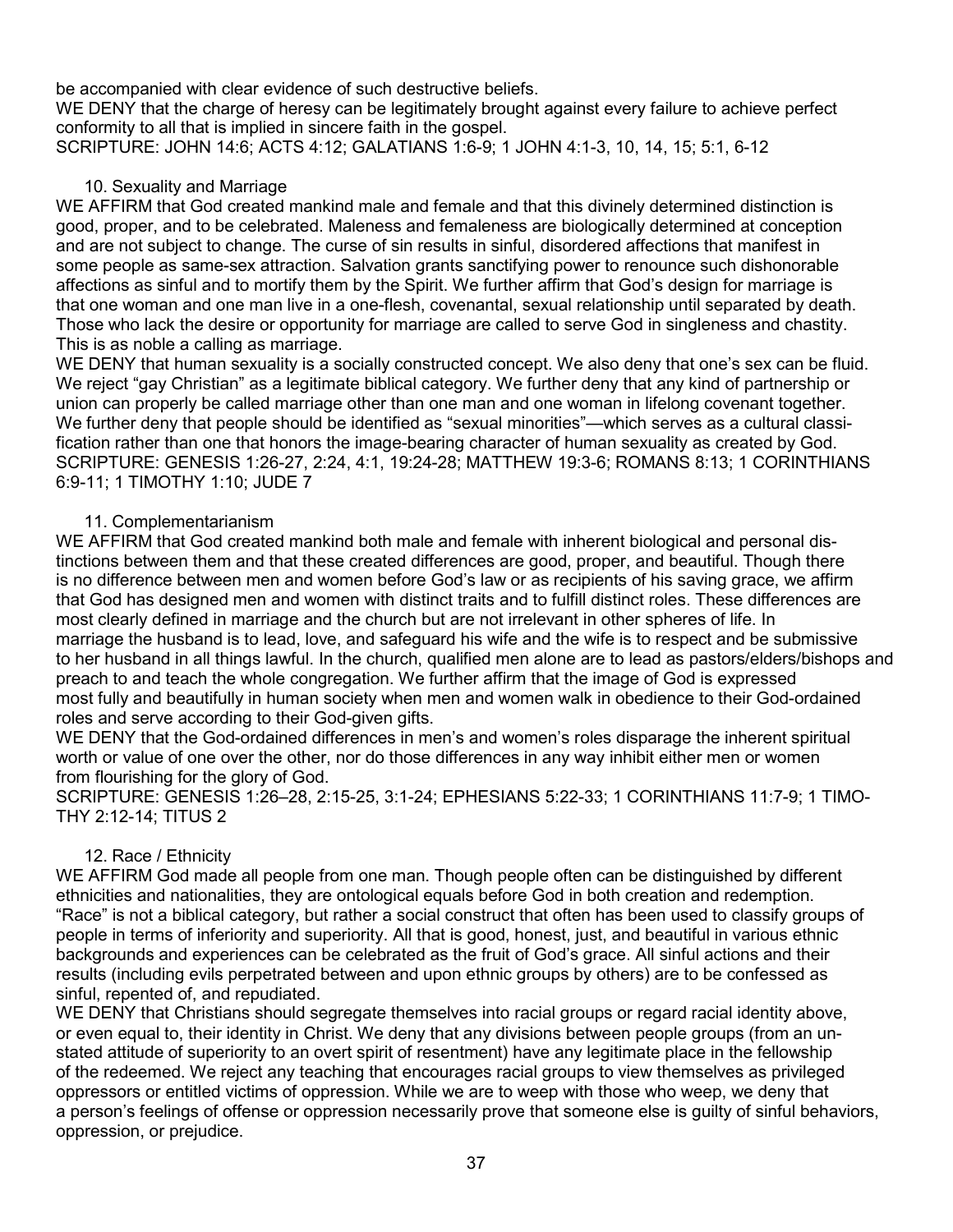be accompanied with clear evidence of such destructive beliefs.

WE DENY that the charge of heresy can be legitimately brought against every failure to achieve perfect conformity to all that is implied in sincere faith in the gospel.

SCRIPTURE: JOHN 14:6; ACTS 4:12; GALATIANS 1:6-9; 1 JOHN 4:1-3, 10, 14, 15; 5:1, 6-12

### 10. Sexuality and Marriage

WE AFFIRM that God created mankind male and female and that this divinely determined distinction is good, proper, and to be celebrated. Maleness and femaleness are biologically determined at conception and are not subject to change. The curse of sin results in sinful, disordered affections that manifest in some people as same-sex attraction. Salvation grants sanctifying power to renounce such dishonorable affections as sinful and to mortify them by the Spirit. We further affirm that God's design for marriage is that one woman and one man live in a one-flesh, covenantal, sexual relationship until separated by death. Those who lack the desire or opportunity for marriage are called to serve God in singleness and chastity. This is as noble a calling as marriage.

WE DENY that human sexuality is a socially constructed concept. We also deny that one's sex can be fluid. We reject "gay Christian" as a legitimate biblical category. We further deny that any kind of partnership or union can properly be called marriage other than one man and one woman in lifelong covenant together. We further deny that people should be identified as "sexual minorities"—which serves as a cultural classification rather than one that honors the image-bearing character of human sexuality as created by God.

SCRIPTURE: GENESIS 1:26-27, 2:24, 4:1, 19:24-28; MATTHEW 19:3-6; ROMANS 8:13; 1 CORINTHIANS 6:9-11; 1 TIMOTHY 1:10; JUDE 7

### 11. Complementarianism

WE AFFIRM that God created mankind both male and female with inherent biological and personal distinctions between them and that these created differences are good, proper, and beautiful. Though there is no difference between men and women before God's law or as recipients of his saving grace, we affirm that God has designed men and women with distinct traits and to fulfill distinct roles. These differences are most clearly defined in marriage and the church but are not irrelevant in other spheres of life. In marriage the husband is to lead, love, and safeguard his wife and the wife is to respect and be submissive to her husband in all things lawful. In the church, qualified men alone are to lead as pastors/elders/bishops and preach to and teach the whole congregation. We further affirm that the image of God is expressed most fully and beautifully in human society when men and women walk in obedience to their God-ordained roles and serve according to their God-given gifts.

WE DENY that the God-ordained differences in men's and women's roles disparage the inherent spiritual worth or value of one over the other, nor do those differences in any way inhibit either men or women from flourishing for the glory of God.

SCRIPTURE: GENESIS 1:26–28, 2:15-25, 3:1-24; EPHESIANS 5:22-33; 1 CORINTHIANS 11:7-9; 1 TIMOTHY 2:12-14; TITUS 2

### 12. Race / Ethnicity

WE AFFIRM God made all people from one man. Though people often can be distinguished by different ethnicities and nationalities, they are ontological equals before God in both creation and redemption. "Race" is not a biblical category, but rather a social construct that often has been used to classify groups of people in terms of inferiority and superiority. All that is good, honest, just, and beautiful in various ethnic backgrounds and experiences can be celebrated as the fruit of God's grace. All sinful actions and their results (including evils perpetrated between and upon ethnic groups by others) are to be confessed as sinful, repented of, and repudiated.

WE DENY that Christians should segregate themselves into racial groups or regard racial identity above, or even equal to, their identity in Christ. We deny that any divisions between people groups (from an unstated attitude of superiority to an overt spirit of resentment) have any legitimate place in the fellowship of the redeemed. We reject any teaching that encourages racial groups to view themselves as privileged oppressors or entitled victims of oppression. While we are to weep with those who weep, we deny that a person's feelings of offense or oppression necessarily prove that someone else is guilty of sinful behaviors, oppression, or prejudice.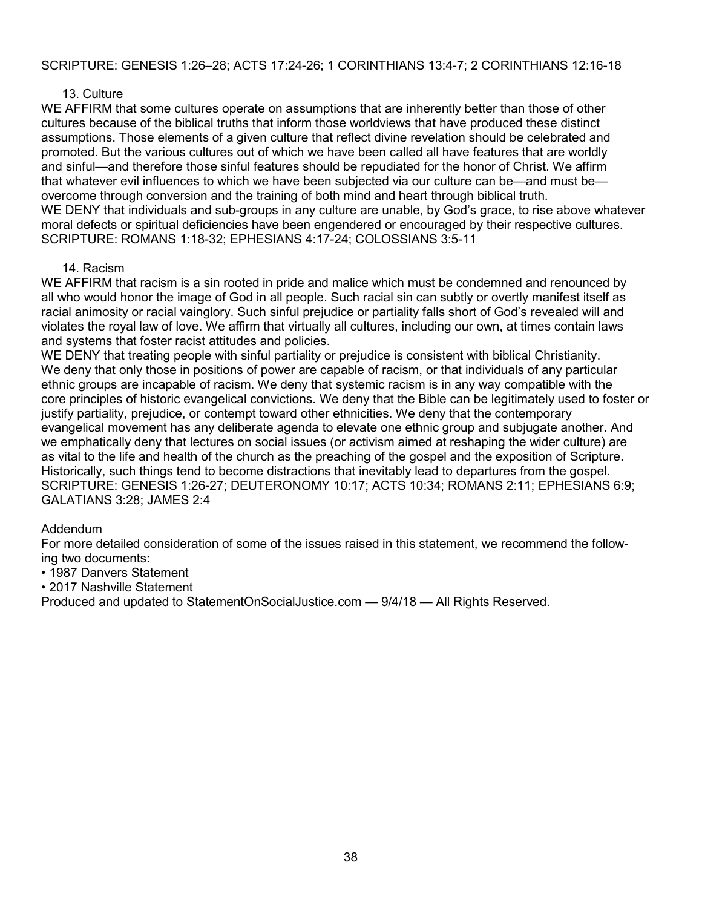SCRIPTURE: GENESIS 1:26–28; ACTS 17:24-26; 1 CORINTHIANS 13:4-7; 2 CORINTHIANS 12:16-18

## 13. Culture

WE AFFIRM that some cultures operate on assumptions that are inherently better than those of other cultures because of the biblical truths that inform those worldviews that have produced these distinct assumptions. Those elements of a given culture that reflect divine revelation should be celebrated and promoted. But the various cultures out of which we have been called all have features that are worldly and sinful—and therefore those sinful features should be repudiated for the honor of Christ. We affirm that whatever evil influences to which we have been subjected via our culture can be—and must be—overcome through conversion and the training of both mind and heart through biblical truth.

WE DENY that individuals and sub-groups in any culture are unable, by God's grace, to rise above whatever moral defects or spiritual deficiencies have been engendered or encouraged by their respective cultures.

SCRIPTURE: ROMANS 1:18-32; EPHESIANS 4:17-24; COLOSSIANS 3:5-11

## 14. Racism

WE AFFIRM that racism is a sin rooted in pride and malice which must be condemned and renounced by all who would honor the image of God in all people. Such racial sin can subtly or overtly manifest itself as racial animosity or racial vainglory. Such sinful prejudice or partiality falls short of God's revealed will and violates the royal law of love. We affirm that virtually all cultures, including our own, at times contain laws and systems that foster racist attitudes and policies.

WE DENY that treating people with sinful partiality or prejudice is consistent with biblical Christianity. We deny that only those in positions of power are capable of racism, or that individuals of any particular ethnic groups are incapable of racism. We deny that systemic racism is in any way compatible with the core principles of historic evangelical convictions. We deny that the Bible can be legitimately used to foster or justify partiality, prejudice, or contempt toward other ethnicities. We deny that the contemporary evangelical movement has any deliberate agenda to elevate one ethnic group and subjugate another. And we emphatically deny that lectures on social issues (or activism aimed at reshaping the wider culture) are as vital to the life and health of the church as the preaching of the gospel and the exposition of Scripture. Historically, such things tend to become distractions that inevitably lead to departures from the gospel.

SCRIPTURE: GENESIS 1:26-27; DEUTERONOMY 10:17; ACTS 10:34; ROMANS 2:11; EPHESIANS 6:9; GALATIANS 3:28; JAMES 2:4

## Addendum

For more detailed consideration of some of the issues raised in this statement, we recommend the following two documents:

- 1987 Danvers Statement
- 2017 Nashville Statement

Produced and updated to StatementOnSocialJustice.com — 9/4/18 — All Rights Reserved.